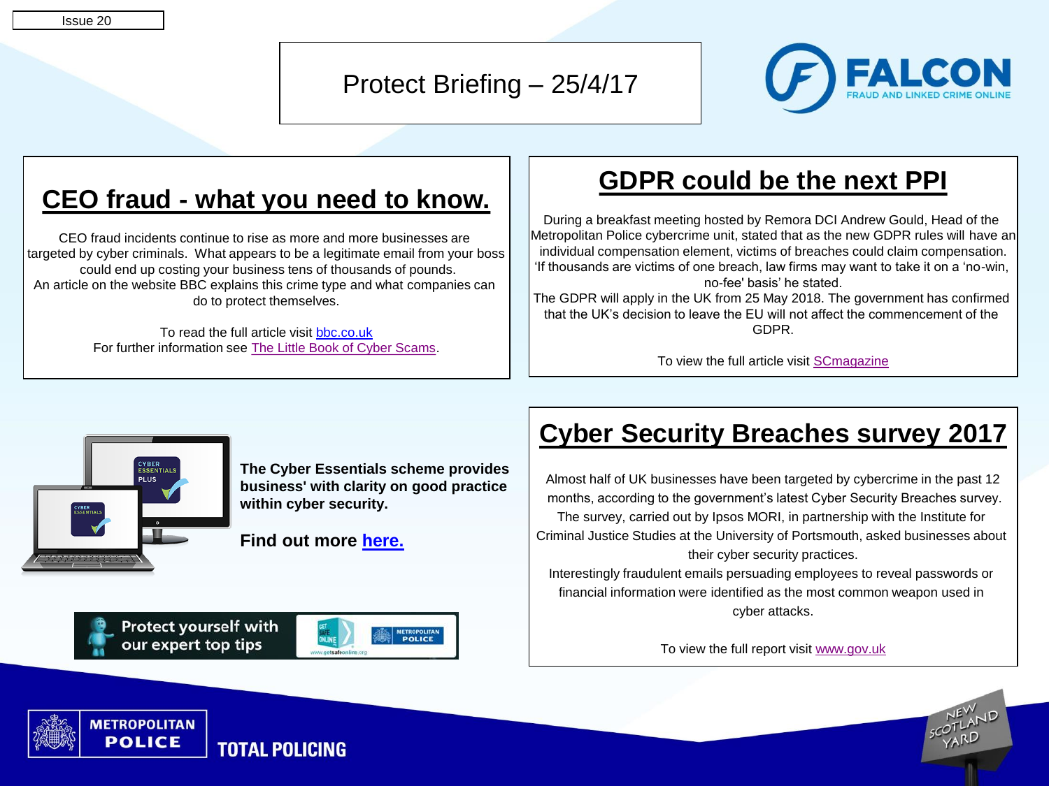Issue 20

# Protect Briefing – 25/4/17

FALCON
FRAUD AND LINKED CRIME ONLINE

## CEO fraud - what you need to know.

CEO fraud incidents continue to rise as more and more businesses are targeted by cyber criminals. What appears to be a legitimate email from your boss could end up costing your business tens of thousands of pounds.
An article on the website BBC explains this crime type and what companies can do to protect themselves.

To read the full article visit bbc.co.uk
For further information see The Little Book of Cyber Scams.

## GDPR could be the next PPI

During a breakfast meeting hosted by Remora DCI Andrew Gould, Head of the Metropolitan Police cybercrime unit, stated that as the new GDPR rules will have an individual compensation element, victims of breaches could claim compensation. 'If thousands are victims of one breach, law firms may want to take it on a 'no-win, no-fee' basis' he stated.
The GDPR will apply in the UK from 25 May 2018. The government has confirmed that the UK's decision to leave the EU will not affect the commencement of the GDPR.

To view the full article visit SCmagazine

**The Cyber Essentials scheme provides business' with clarity on good practice within cyber security.**

**Find out more here.**

Protect yourself with our expert top tips

## Cyber Security Breaches survey 2017

Almost half of UK businesses have been targeted by cybercrime in the past 12 months, according to the government's latest Cyber Security Breaches survey.
The survey, carried out by Ipsos MORI, in partnership with the Institute for Criminal Justice Studies at the University of Portsmouth, asked businesses about their cyber security practices.
Interestingly fraudulent emails persuading employees to reveal passwords or financial information were identified as the most common weapon used in cyber attacks.

To view the full report visit www.gov.uk

METROPOLITAN POLICE TOTAL POLICING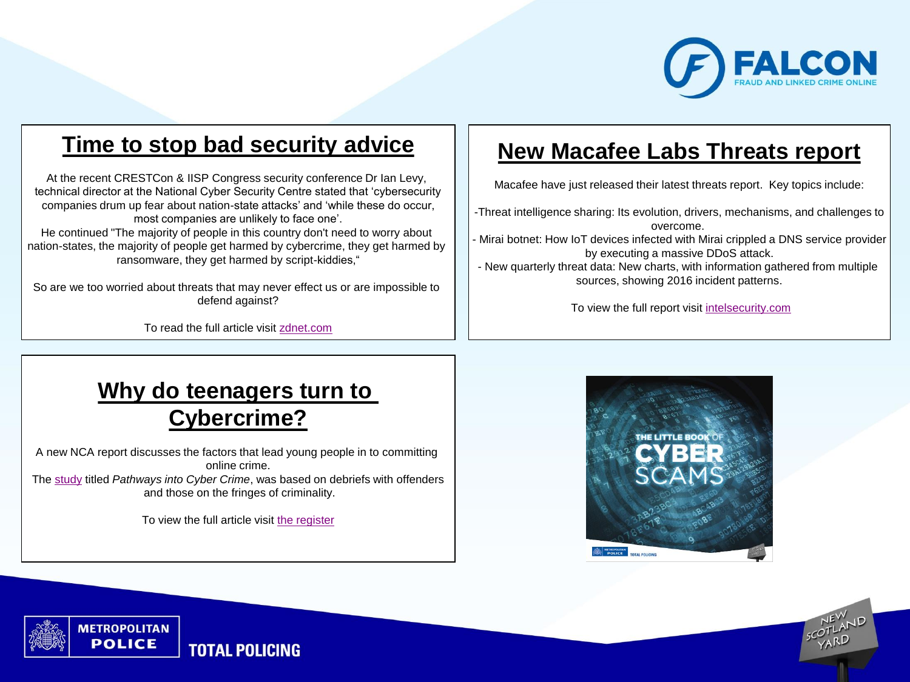## Time to stop bad security advice

At the recent CRESTCon & IISP Congress security conference Dr Ian Levy, technical director at the National Cyber Security Centre stated that 'cybersecurity companies drum up fear about nation-state attacks' and 'while these do occur, most companies are unlikely to face one'.
He continued "The majority of people in this country don't need to worry about nation-states, the majority of people get harmed by cybercrime, they get harmed by ransomware, they get harmed by script-kiddies,"

So are we too worried about threats that may never effect us or are impossible to defend against?

To read the full article visit zdnet.com

## New Macafee Labs Threats report

Macafee have just released their latest threats report. Key topics include:

-Threat intelligence sharing: Its evolution, drivers, mechanisms, and challenges to overcome.
- Mirai botnet: How IoT devices infected with Mirai crippled a DNS service provider by executing a massive DDoS attack.
- New quarterly threat data: New charts, with information gathered from multiple sources, showing 2016 incident patterns.

To view the full report visit intelsecurity.com

## Why do teenagers turn to Cybercrime?

A new NCA report discusses the factors that lead young people in to committing online crime.
The study titled *Pathways into Cyber Crime*, was based on debriefs with offenders and those on the fringes of criminality.

To view the full article visit the register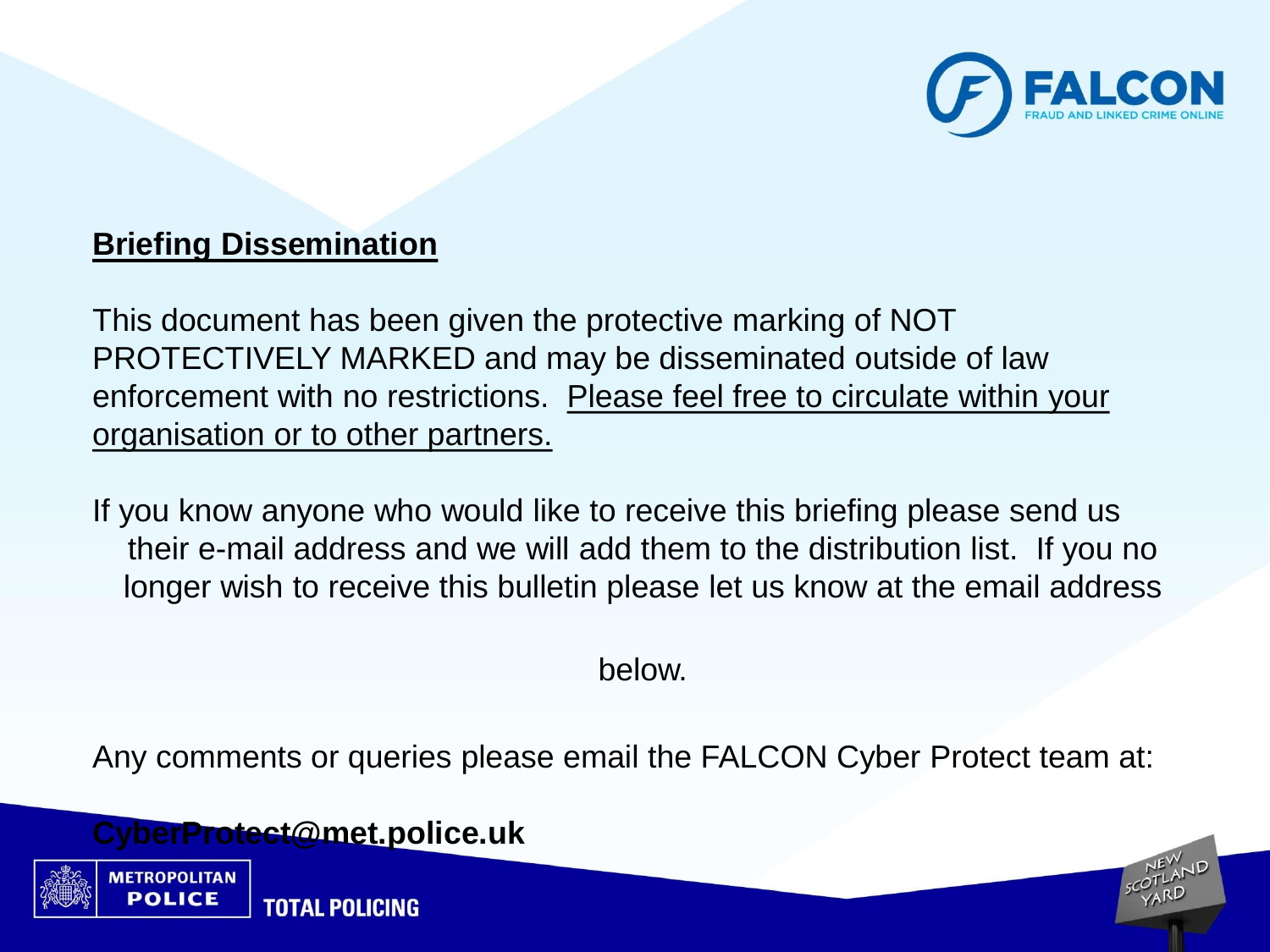## Briefing Dissemination

This document has been given the protective marking of NOT PROTECTIVELY MARKED and may be disseminated outside of law enforcement with no restrictions. Please feel free to circulate within your organisation or to other partners.

If you know anyone who would like to receive this briefing please send us their e-mail address and we will add them to the distribution list. If you no longer wish to receive this bulletin please let us know at the email address below.

Any comments or queries please email the FALCON Cyber Protect team at:

**CyberProtect@met.police.uk**